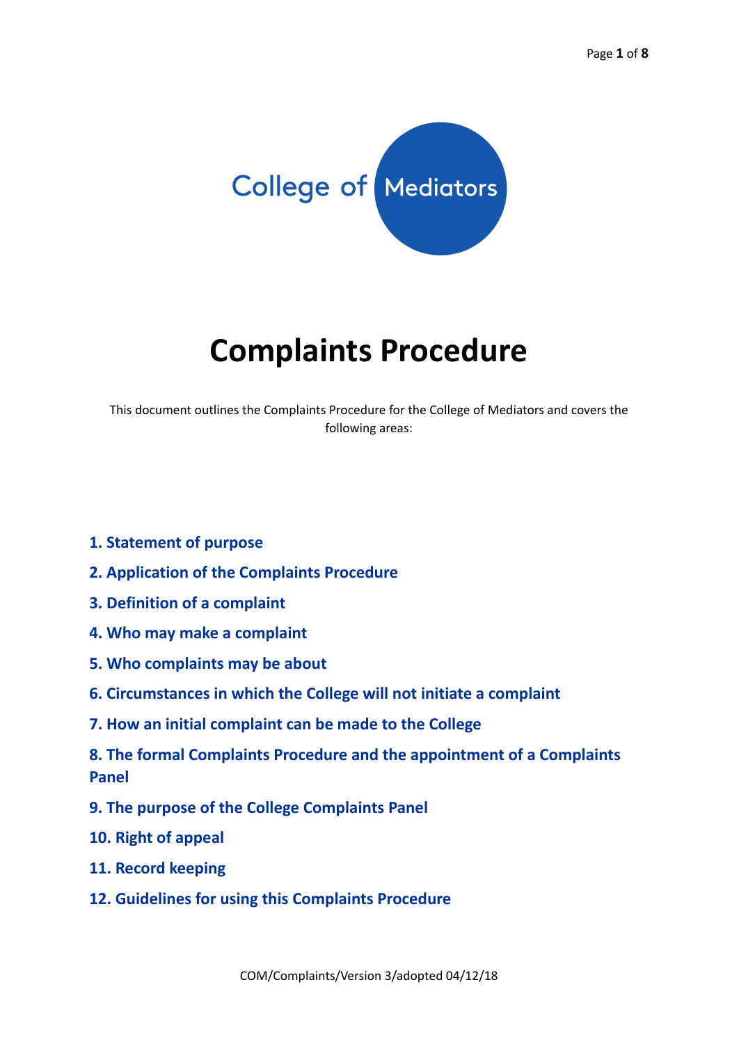College of Mediators

# Complaints Procedure

This document outlines the Complaints Procedure for the College of Mediators and covers the following areas:

**1. Statement of purpose**

**2. Application of the Complaints Procedure**

**3. Definition of a complaint**

**4. Who may make a complaint**

**5. Who complaints may be about**

**6. Circumstances in which the College will not initiate a complaint**

**7. How an initial complaint can be made to the College**

**8. The formal Complaints Procedure and the appointment of a Complaints Panel**

**9. The purpose of the College Complaints Panel**

**10. Right of appeal**

**11. Record keeping**

**12. Guidelines for using this Complaints Procedure**

COM/Complaints/Version 3/adopted 04/12/18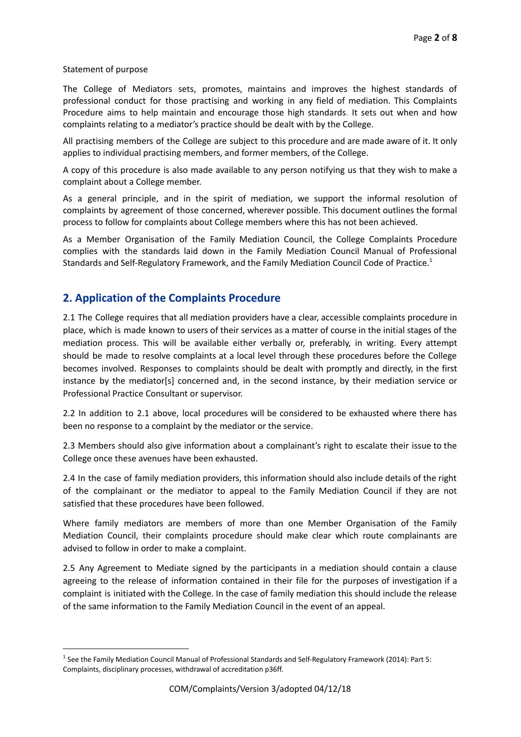Statement of purpose

The College of Mediators sets, promotes, maintains and improves the highest standards of professional conduct for those practising and working in any field of mediation. This Complaints Procedure aims to help maintain and encourage those high standards. It sets out when and how complaints relating to a mediator's practice should be dealt with by the College.

All practising members of the College are subject to this procedure and are made aware of it. It only applies to individual practising members, and former members, of the College.

A copy of this procedure is also made available to any person notifying us that they wish to make a complaint about a College member.

As a general principle, and in the spirit of mediation, we support the informal resolution of complaints by agreement of those concerned, wherever possible. This document outlines the formal process to follow for complaints about College members where this has not been achieved.

As a Member Organisation of the Family Mediation Council, the College Complaints Procedure complies with the standards laid down in the Family Mediation Council Manual of Professional Standards and Self-Regulatory Framework, and the Family Mediation Council Code of Practice.[1]

## 2. Application of the Complaints Procedure

2.1 The College requires that all mediation providers have a clear, accessible complaints procedure in place, which is made known to users of their services as a matter of course in the initial stages of the mediation process. This will be available either verbally or, preferably, in writing. Every attempt should be made to resolve complaints at a local level through these procedures before the College becomes involved. Responses to complaints should be dealt with promptly and directly, in the first instance by the mediator[s] concerned and, in the second instance, by their mediation service or Professional Practice Consultant or supervisor.

2.2 In addition to 2.1 above, local procedures will be considered to be exhausted where there has been no response to a complaint by the mediator or the service.

2.3 Members should also give information about a complainant's right to escalate their issue to the College once these avenues have been exhausted.

2.4 In the case of family mediation providers, this information should also include details of the right of the complainant or the mediator to appeal to the Family Mediation Council if they are not satisfied that these procedures have been followed.

Where family mediators are members of more than one Member Organisation of the Family Mediation Council, their complaints procedure should make clear which route complainants are advised to follow in order to make a complaint.

2.5 Any Agreement to Mediate signed by the participants in a mediation should contain a clause agreeing to the release of information contained in their file for the purposes of investigation if a complaint is initiated with the College. In the case of family mediation this should include the release of the same information to the Family Mediation Council in the event of an appeal.

[1] See the Family Mediation Council Manual of Professional Standards and Self-Regulatory Framework (2014): Part 5: Complaints, disciplinary processes, withdrawal of accreditation p36ff.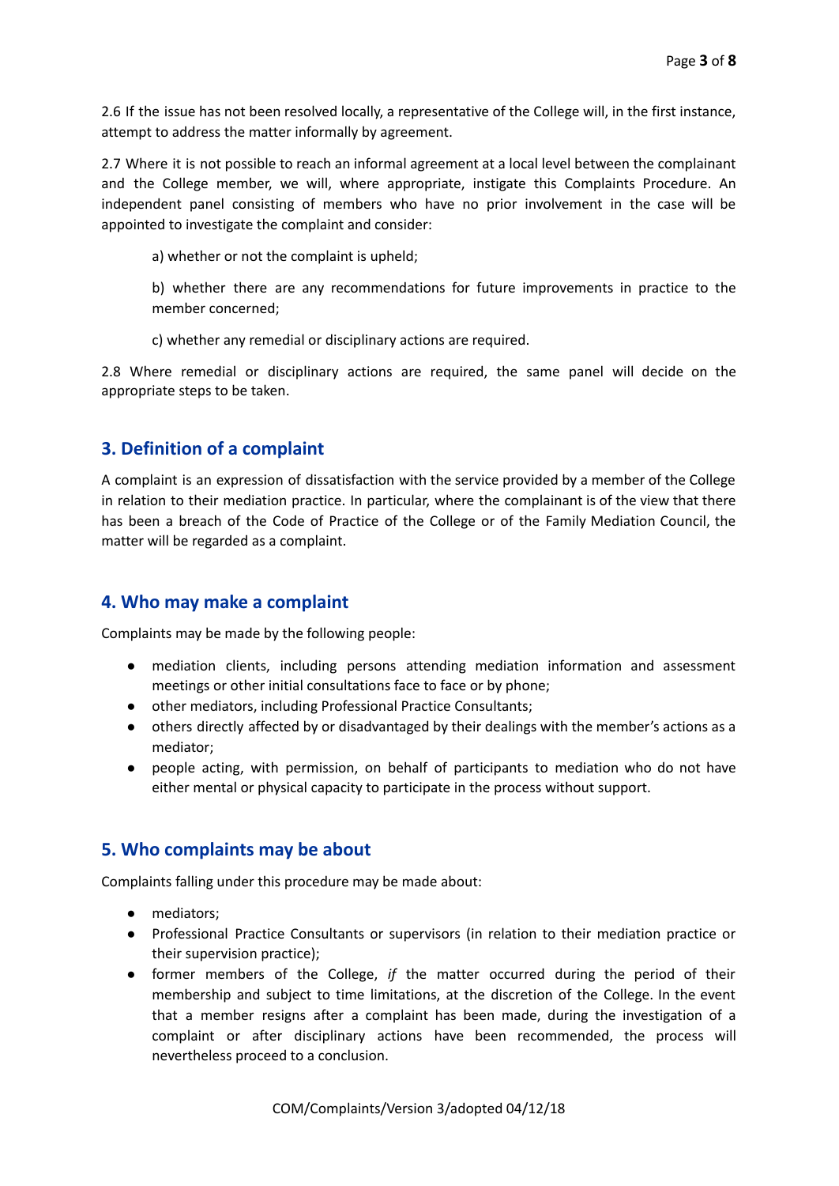2.6 If the issue has not been resolved locally, a representative of the College will, in the first instance, attempt to address the matter informally by agreement.

2.7 Where it is not possible to reach an informal agreement at a local level between the complainant and the College member, we will, where appropriate, instigate this Complaints Procedure. An independent panel consisting of members who have no prior involvement in the case will be appointed to investigate the complaint and consider:

a) whether or not the complaint is upheld;

b) whether there are any recommendations for future improvements in practice to the member concerned;

c) whether any remedial or disciplinary actions are required.

2.8 Where remedial or disciplinary actions are required, the same panel will decide on the appropriate steps to be taken.

## 3. Definition of a complaint

A complaint is an expression of dissatisfaction with the service provided by a member of the College in relation to their mediation practice. In particular, where the complainant is of the view that there has been a breach of the Code of Practice of the College or of the Family Mediation Council, the matter will be regarded as a complaint.

## 4. Who may make a complaint

Complaints may be made by the following people:

- mediation clients, including persons attending mediation information and assessment meetings or other initial consultations face to face or by phone;
- other mediators, including Professional Practice Consultants;
- others directly affected by or disadvantaged by their dealings with the member's actions as a mediator;
- people acting, with permission, on behalf of participants to mediation who do not have either mental or physical capacity to participate in the process without support.

## 5. Who complaints may be about

Complaints falling under this procedure may be made about:

- mediators;
- Professional Practice Consultants or supervisors (in relation to their mediation practice or their supervision practice);
- former members of the College, *if* the matter occurred during the period of their membership and subject to time limitations, at the discretion of the College. In the event that a member resigns after a complaint has been made, during the investigation of a complaint or after disciplinary actions have been recommended, the process will nevertheless proceed to a conclusion.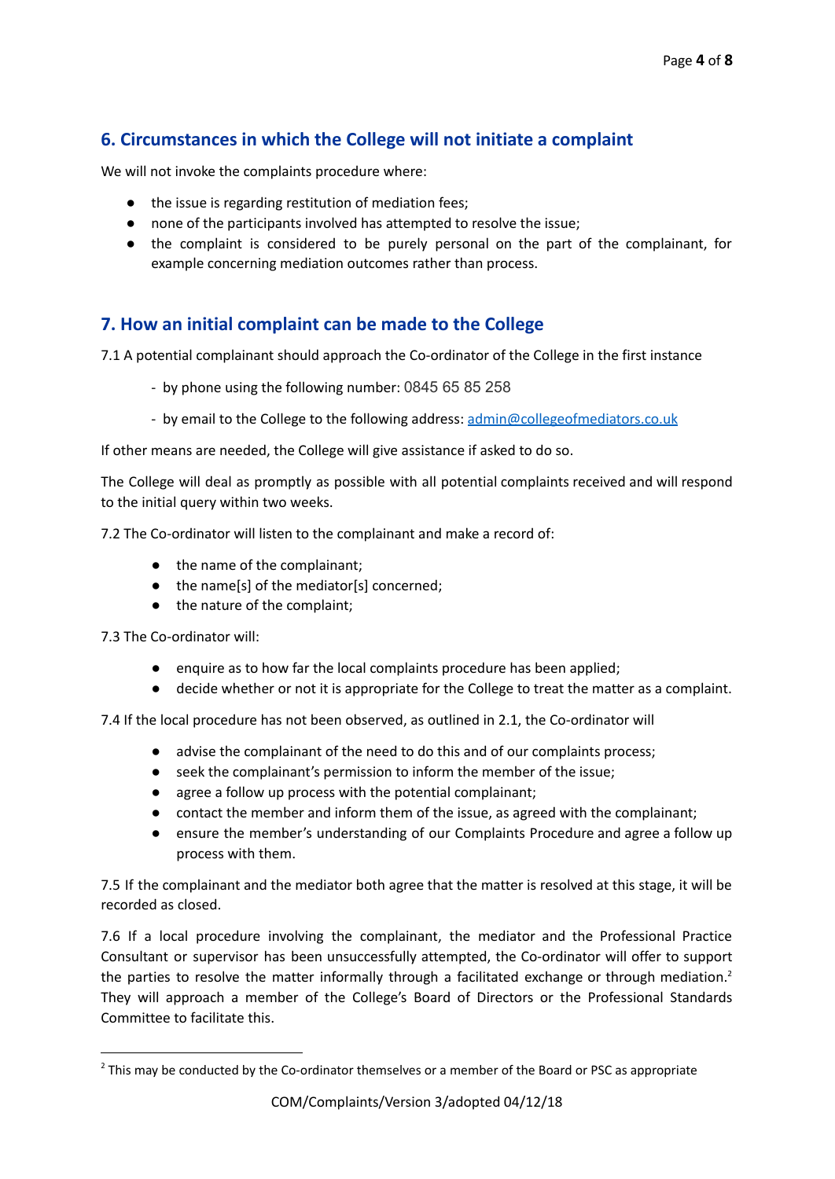## 6. Circumstances in which the College will not initiate a complaint

We will not invoke the complaints procedure where:

- the issue is regarding restitution of mediation fees;
- none of the participants involved has attempted to resolve the issue;
- the complaint is considered to be purely personal on the part of the complainant, for example concerning mediation outcomes rather than process.

## 7. How an initial complaint can be made to the College

7.1 A potential complainant should approach the Co-ordinator of the College in the first instance

- by phone using the following number: 0845 65 85 258
- by email to the College to the following address: admin@collegeofmediators.co.uk

If other means are needed, the College will give assistance if asked to do so.

The College will deal as promptly as possible with all potential complaints received and will respond to the initial query within two weeks.

7.2 The Co-ordinator will listen to the complainant and make a record of:

- the name of the complainant;
- the name[s] of the mediator[s] concerned;
- the nature of the complaint;

7.3 The Co-ordinator will:

- enquire as to how far the local complaints procedure has been applied;
- decide whether or not it is appropriate for the College to treat the matter as a complaint.

7.4 If the local procedure has not been observed, as outlined in 2.1, the Co-ordinator will

- advise the complainant of the need to do this and of our complaints process;
- seek the complainant's permission to inform the member of the issue;
- agree a follow up process with the potential complainant;
- contact the member and inform them of the issue, as agreed with the complainant;
- ensure the member's understanding of our Complaints Procedure and agree a follow up process with them.

7.5 If the complainant and the mediator both agree that the matter is resolved at this stage, it will be recorded as closed.

7.6 If a local procedure involving the complainant, the mediator and the Professional Practice Consultant or supervisor has been unsuccessfully attempted, the Co-ordinator will offer to support the parties to resolve the matter informally through a facilitated exchange or through mediation.[2] They will approach a member of the College's Board of Directors or the Professional Standards Committee to facilitate this.

[2] This may be conducted by the Co-ordinator themselves or a member of the Board or PSC as appropriate

COM/Complaints/Version 3/adopted 04/12/18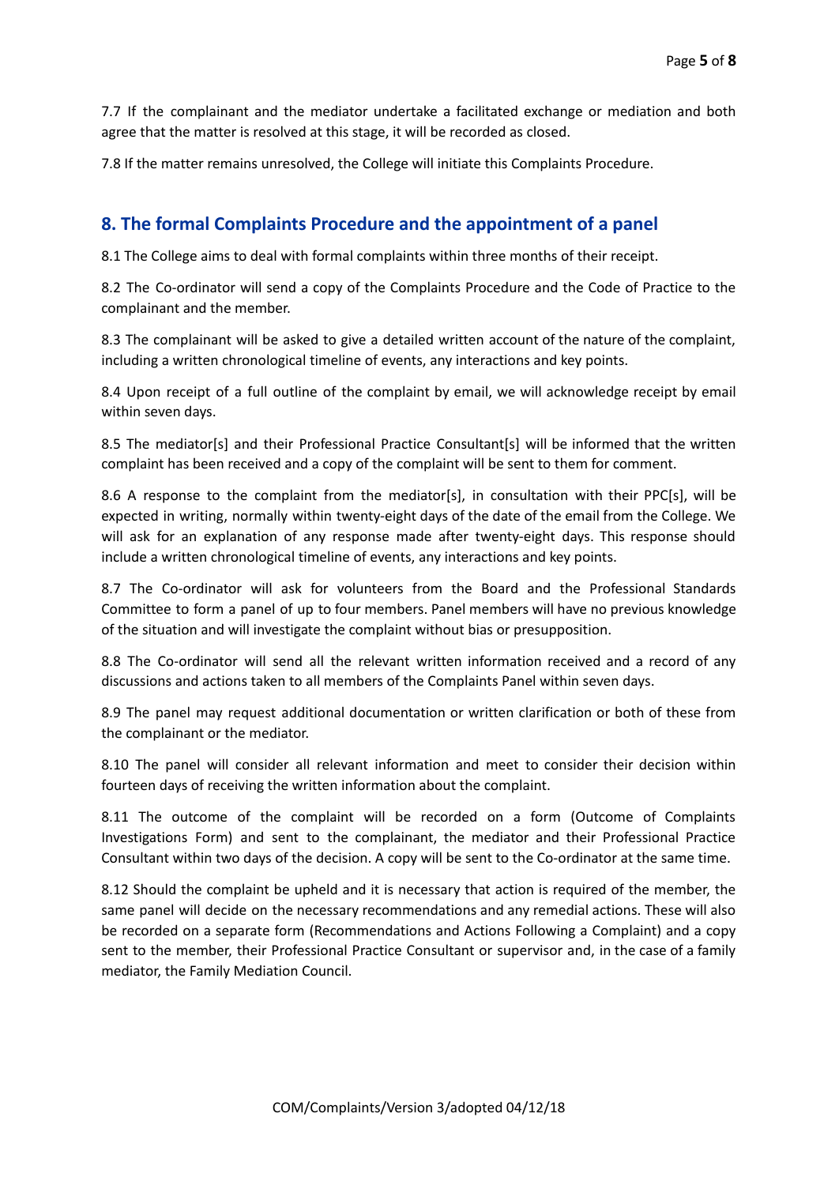7.7 If the complainant and the mediator undertake a facilitated exchange or mediation and both agree that the matter is resolved at this stage, it will be recorded as closed.

7.8 If the matter remains unresolved, the College will initiate this Complaints Procedure.

## 8. The formal Complaints Procedure and the appointment of a panel

8.1 The College aims to deal with formal complaints within three months of their receipt.

8.2 The Co-ordinator will send a copy of the Complaints Procedure and the Code of Practice to the complainant and the member.

8.3 The complainant will be asked to give a detailed written account of the nature of the complaint, including a written chronological timeline of events, any interactions and key points.

8.4 Upon receipt of a full outline of the complaint by email, we will acknowledge receipt by email within seven days.

8.5 The mediator[s] and their Professional Practice Consultant[s] will be informed that the written complaint has been received and a copy of the complaint will be sent to them for comment.

8.6 A response to the complaint from the mediator[s], in consultation with their PPC[s], will be expected in writing, normally within twenty-eight days of the date of the email from the College. We will ask for an explanation of any response made after twenty-eight days. This response should include a written chronological timeline of events, any interactions and key points.

8.7 The Co-ordinator will ask for volunteers from the Board and the Professional Standards Committee to form a panel of up to four members. Panel members will have no previous knowledge of the situation and will investigate the complaint without bias or presupposition.

8.8 The Co-ordinator will send all the relevant written information received and a record of any discussions and actions taken to all members of the Complaints Panel within seven days.

8.9 The panel may request additional documentation or written clarification or both of these from the complainant or the mediator.

8.10 The panel will consider all relevant information and meet to consider their decision within fourteen days of receiving the written information about the complaint.

8.11 The outcome of the complaint will be recorded on a form (Outcome of Complaints Investigations Form) and sent to the complainant, the mediator and their Professional Practice Consultant within two days of the decision. A copy will be sent to the Co-ordinator at the same time.

8.12 Should the complaint be upheld and it is necessary that action is required of the member, the same panel will decide on the necessary recommendations and any remedial actions. These will also be recorded on a separate form (Recommendations and Actions Following a Complaint) and a copy sent to the member, their Professional Practice Consultant or supervisor and, in the case of a family mediator, the Family Mediation Council.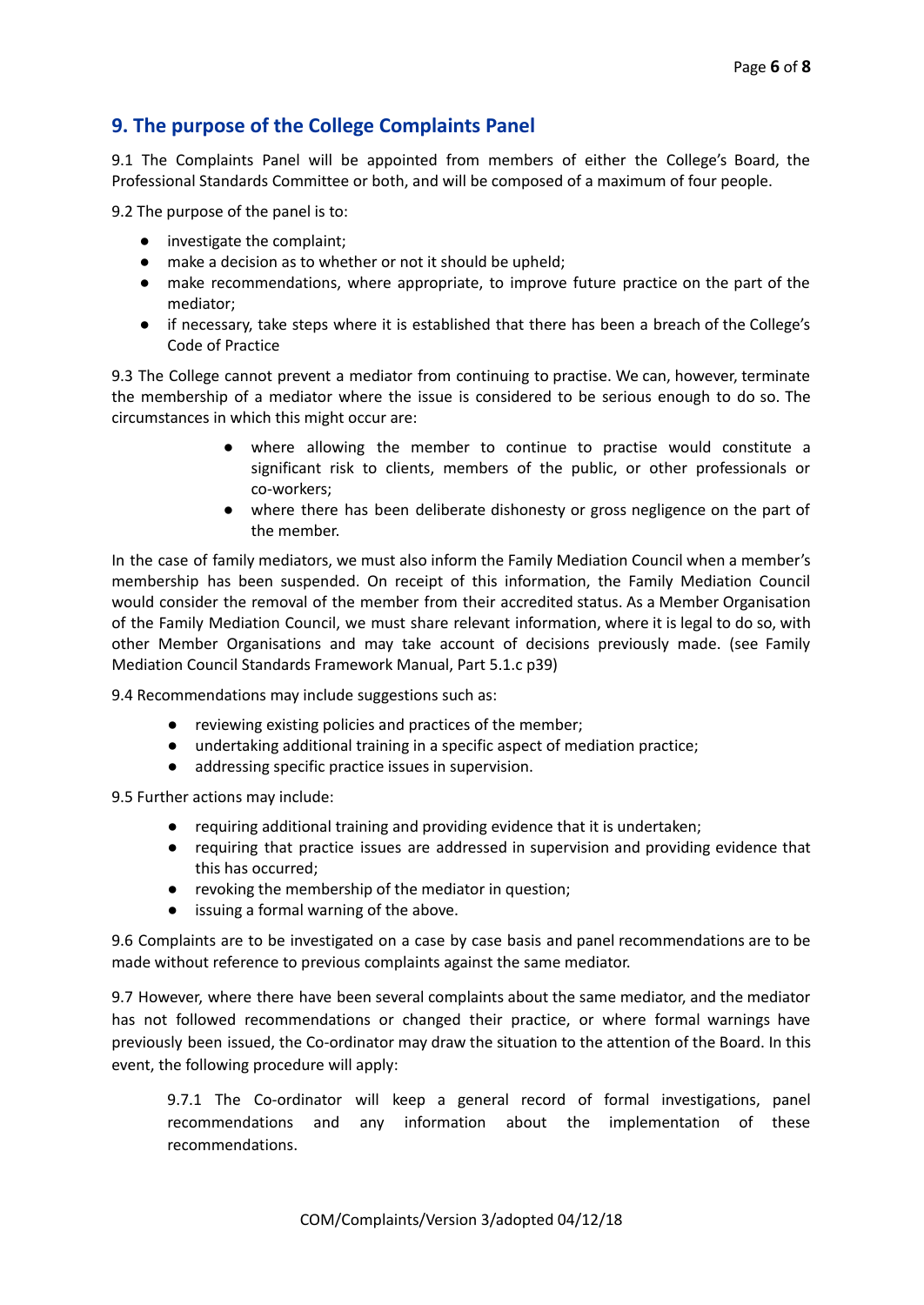## 9. The purpose of the College Complaints Panel

9.1 The Complaints Panel will be appointed from members of either the College's Board, the Professional Standards Committee or both, and will be composed of a maximum of four people.

9.2 The purpose of the panel is to:

- investigate the complaint;
- make a decision as to whether or not it should be upheld;
- make recommendations, where appropriate, to improve future practice on the part of the mediator;
- if necessary, take steps where it is established that there has been a breach of the College's Code of Practice

9.3 The College cannot prevent a mediator from continuing to practise. We can, however, terminate the membership of a mediator where the issue is considered to be serious enough to do so. The circumstances in which this might occur are:

- where allowing the member to continue to practise would constitute a significant risk to clients, members of the public, or other professionals or co-workers;
- where there has been deliberate dishonesty or gross negligence on the part of the member.

In the case of family mediators, we must also inform the Family Mediation Council when a member's membership has been suspended. On receipt of this information, the Family Mediation Council would consider the removal of the member from their accredited status. As a Member Organisation of the Family Mediation Council, we must share relevant information, where it is legal to do so, with other Member Organisations and may take account of decisions previously made. (see Family Mediation Council Standards Framework Manual, Part 5.1.c p39)

9.4 Recommendations may include suggestions such as:

- reviewing existing policies and practices of the member;
- undertaking additional training in a specific aspect of mediation practice;
- addressing specific practice issues in supervision.

9.5 Further actions may include:

- requiring additional training and providing evidence that it is undertaken;
- requiring that practice issues are addressed in supervision and providing evidence that this has occurred;
- revoking the membership of the mediator in question;
- issuing a formal warning of the above.

9.6 Complaints are to be investigated on a case by case basis and panel recommendations are to be made without reference to previous complaints against the same mediator.

9.7 However, where there have been several complaints about the same mediator, and the mediator has not followed recommendations or changed their practice, or where formal warnings have previously been issued, the Co-ordinator may draw the situation to the attention of the Board. In this event, the following procedure will apply:

> 9.7.1 The Co-ordinator will keep a general record of formal investigations, panel recommendations and any information about the implementation of these recommendations.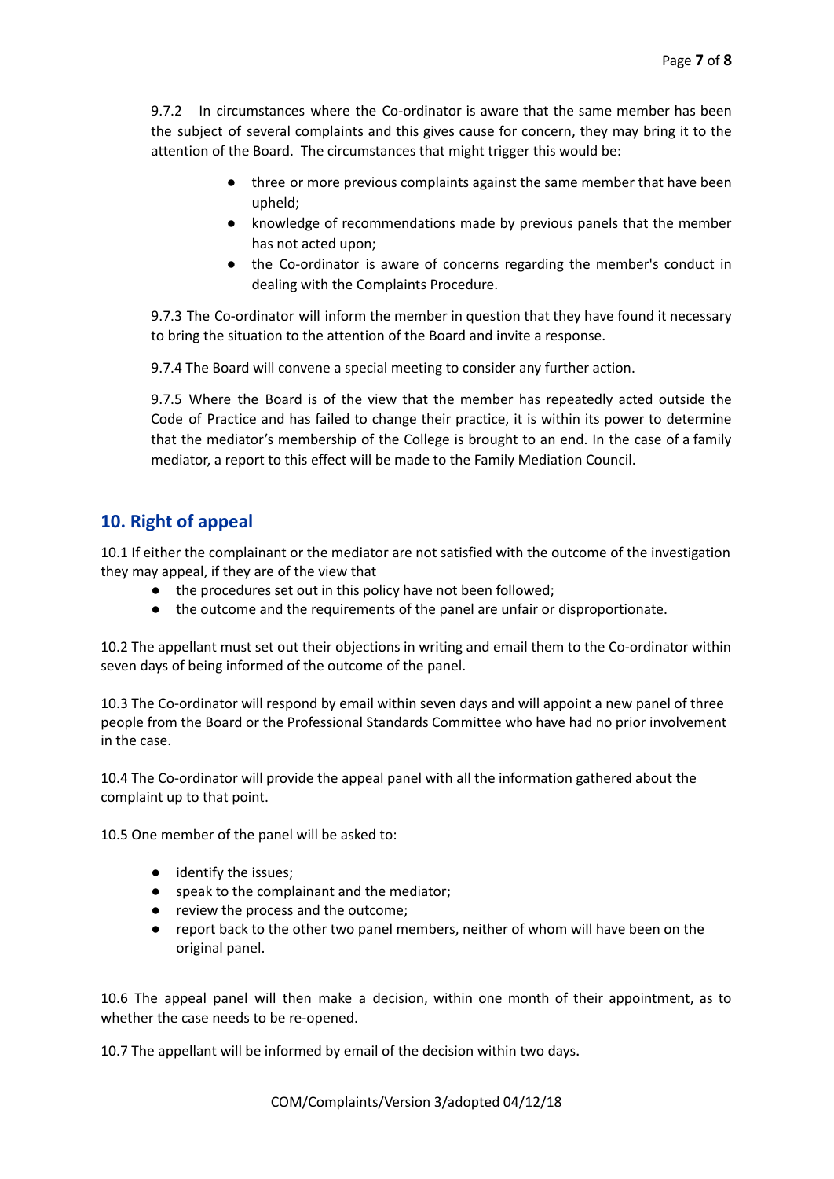9.7.2 In circumstances where the Co-ordinator is aware that the same member has been the subject of several complaints and this gives cause for concern, they may bring it to the attention of the Board. The circumstances that might trigger this would be:

- three or more previous complaints against the same member that have been upheld;
- knowledge of recommendations made by previous panels that the member has not acted upon;
- the Co-ordinator is aware of concerns regarding the member's conduct in dealing with the Complaints Procedure.

9.7.3 The Co-ordinator will inform the member in question that they have found it necessary to bring the situation to the attention of the Board and invite a response.

9.7.4 The Board will convene a special meeting to consider any further action.

9.7.5 Where the Board is of the view that the member has repeatedly acted outside the Code of Practice and has failed to change their practice, it is within its power to determine that the mediator's membership of the College is brought to an end. In the case of a family mediator, a report to this effect will be made to the Family Mediation Council.

## 10. Right of appeal

10.1 If either the complainant or the mediator are not satisfied with the outcome of the investigation they may appeal, if they are of the view that

- the procedures set out in this policy have not been followed;
- the outcome and the requirements of the panel are unfair or disproportionate.

10.2 The appellant must set out their objections in writing and email them to the Co-ordinator within seven days of being informed of the outcome of the panel.

10.3 The Co-ordinator will respond by email within seven days and will appoint a new panel of three people from the Board or the Professional Standards Committee who have had no prior involvement in the case.

10.4 The Co-ordinator will provide the appeal panel with all the information gathered about the complaint up to that point.

10.5 One member of the panel will be asked to:

- identify the issues;
- speak to the complainant and the mediator;
- review the process and the outcome;
- report back to the other two panel members, neither of whom will have been on the original panel.

10.6 The appeal panel will then make a decision, within one month of their appointment, as to whether the case needs to be re-opened.

10.7 The appellant will be informed by email of the decision within two days.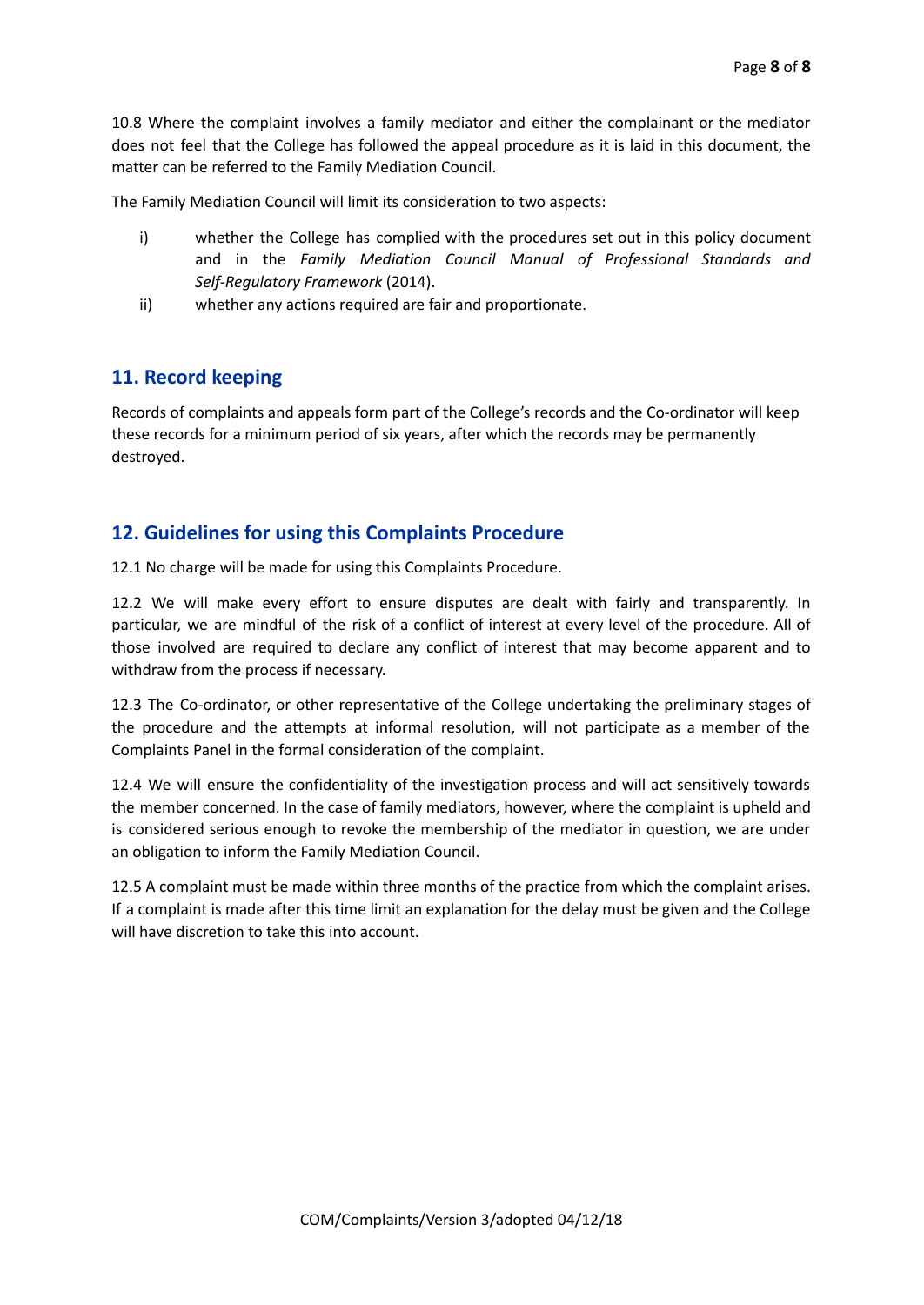10.8 Where the complaint involves a family mediator and either the complainant or the mediator does not feel that the College has followed the appeal procedure as it is laid in this document, the matter can be referred to the Family Mediation Council.

The Family Mediation Council will limit its consideration to two aspects:

i) whether the College has complied with the procedures set out in this policy document and in the *Family Mediation Council Manual of Professional Standards and Self-Regulatory Framework* (2014).

ii) whether any actions required are fair and proportionate.

## 11. Record keeping

Records of complaints and appeals form part of the College's records and the Co-ordinator will keep these records for a minimum period of six years, after which the records may be permanently destroyed.

## 12. Guidelines for using this Complaints Procedure

12.1 No charge will be made for using this Complaints Procedure.

12.2 We will make every effort to ensure disputes are dealt with fairly and transparently. In particular, we are mindful of the risk of a conflict of interest at every level of the procedure. All of those involved are required to declare any conflict of interest that may become apparent and to withdraw from the process if necessary.

12.3 The Co-ordinator, or other representative of the College undertaking the preliminary stages of the procedure and the attempts at informal resolution, will not participate as a member of the Complaints Panel in the formal consideration of the complaint.

12.4 We will ensure the confidentiality of the investigation process and will act sensitively towards the member concerned. In the case of family mediators, however, where the complaint is upheld and is considered serious enough to revoke the membership of the mediator in question, we are under an obligation to inform the Family Mediation Council.

12.5 A complaint must be made within three months of the practice from which the complaint arises. If a complaint is made after this time limit an explanation for the delay must be given and the College will have discretion to take this into account.